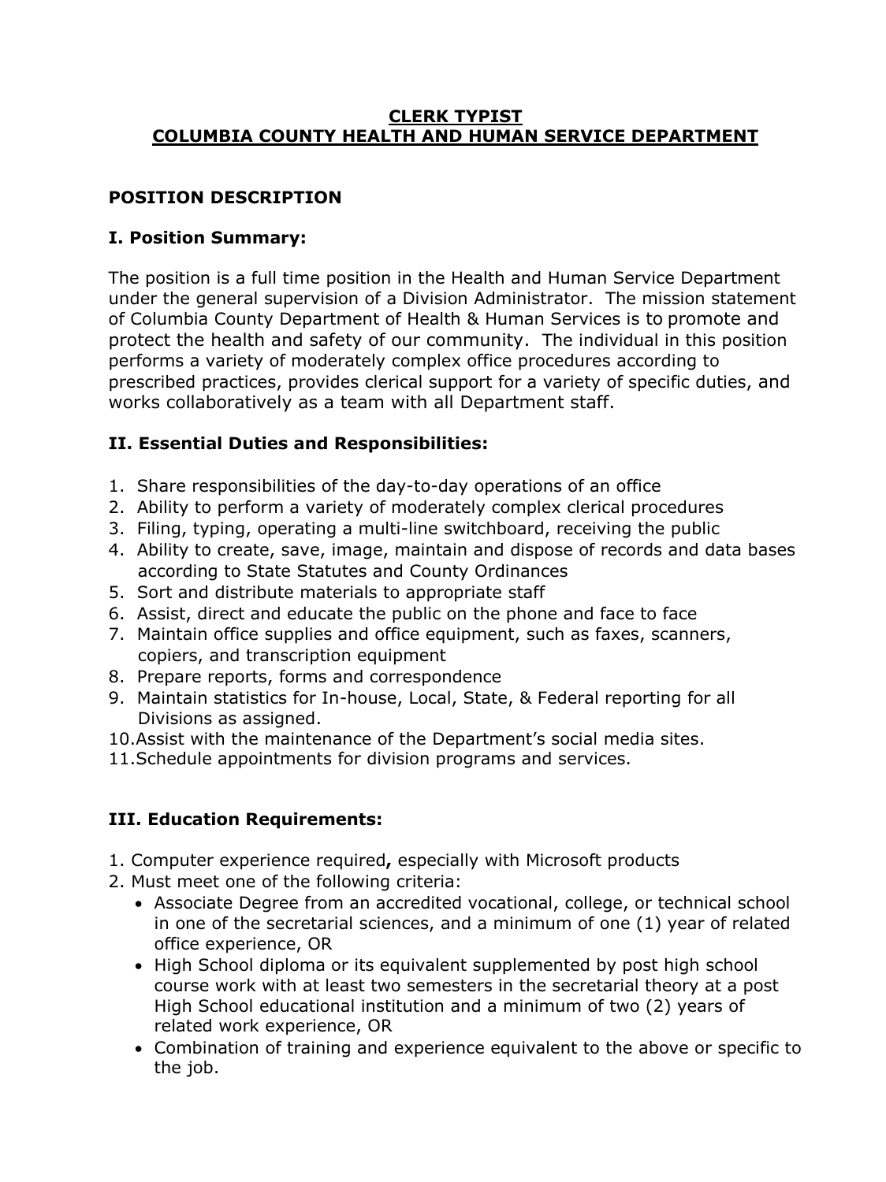# CLERK TYPIST
# COLUMBIA COUNTY HEALTH AND HUMAN SERVICE DEPARTMENT

## POSITION DESCRIPTION

### I. Position Summary:

The position is a full time position in the Health and Human Service Department under the general supervision of a Division Administrator. The mission statement of Columbia County Department of Health & Human Services is to promote and protect the health and safety of our community. The individual in this position performs a variety of moderately complex office procedures according to prescribed practices, provides clerical support for a variety of specific duties, and works collaboratively as a team with all Department staff.

### II. Essential Duties and Responsibilities:

1. Share responsibilities of the day-to-day operations of an office
2. Ability to perform a variety of moderately complex clerical procedures
3. Filing, typing, operating a multi-line switchboard, receiving the public
4. Ability to create, save, image, maintain and dispose of records and data bases according to State Statutes and County Ordinances
5. Sort and distribute materials to appropriate staff
6. Assist, direct and educate the public on the phone and face to face
7. Maintain office supplies and office equipment, such as faxes, scanners, copiers, and transcription equipment
8. Prepare reports, forms and correspondence
9. Maintain statistics for In-house, Local, State, & Federal reporting for all Divisions as assigned.
10. Assist with the maintenance of the Department's social media sites.
11. Schedule appointments for division programs and services.

### III. Education Requirements:

1. Computer experience required**,** especially with Microsoft products
2. Must meet one of the following criteria:
   - Associate Degree from an accredited vocational, college, or technical school in one of the secretarial sciences, and a minimum of one (1) year of related office experience, OR
   - High School diploma or its equivalent supplemented by post high school course work with at least two semesters in the secretarial theory at a post High School educational institution and a minimum of two (2) years of related work experience, OR
   - Combination of training and experience equivalent to the above or specific to the job.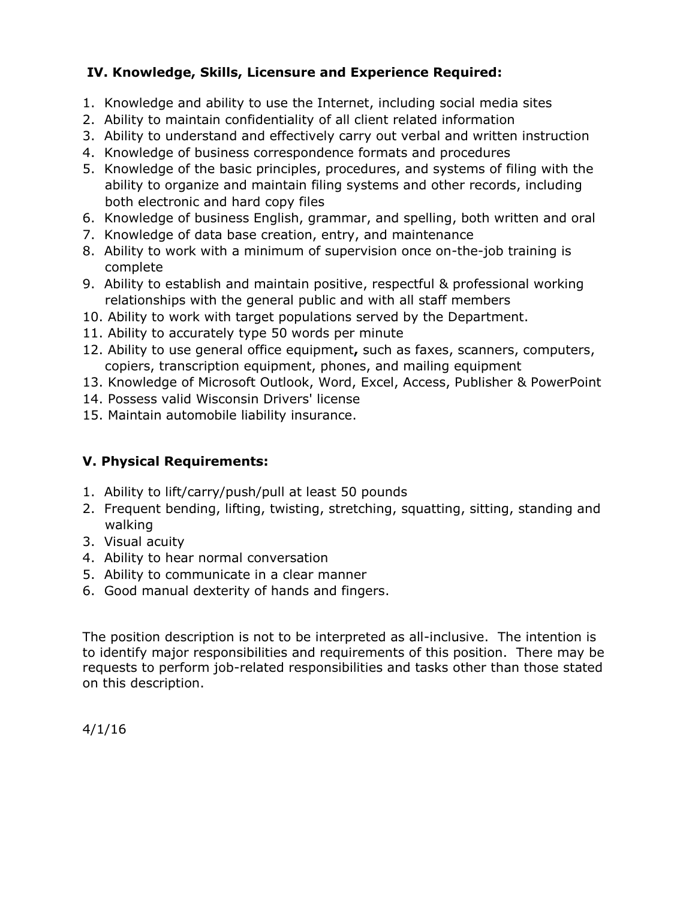### IV. Knowledge, Skills, Licensure and Experience Required:

1. Knowledge and ability to use the Internet, including social media sites
2. Ability to maintain confidentiality of all client related information
3. Ability to understand and effectively carry out verbal and written instruction
4. Knowledge of business correspondence formats and procedures
5. Knowledge of the basic principles, procedures, and systems of filing with the ability to organize and maintain filing systems and other records, including both electronic and hard copy files
6. Knowledge of business English, grammar, and spelling, both written and oral
7. Knowledge of data base creation, entry, and maintenance
8. Ability to work with a minimum of supervision once on-the-job training is complete
9. Ability to establish and maintain positive, respectful & professional working relationships with the general public and with all staff members
10. Ability to work with target populations served by the Department.
11. Ability to accurately type 50 words per minute
12. Ability to use general office equipment**,** such as faxes, scanners, computers, copiers, transcription equipment, phones, and mailing equipment
13. Knowledge of Microsoft Outlook, Word, Excel, Access, Publisher & PowerPoint
14. Possess valid Wisconsin Drivers' license
15. Maintain automobile liability insurance.

### V. Physical Requirements:

1. Ability to lift/carry/push/pull at least 50 pounds
2. Frequent bending, lifting, twisting, stretching, squatting, sitting, standing and walking
3. Visual acuity
4. Ability to hear normal conversation
5. Ability to communicate in a clear manner
6. Good manual dexterity of hands and fingers.

The position description is not to be interpreted as all-inclusive. The intention is to identify major responsibilities and requirements of this position. There may be requests to perform job-related responsibilities and tasks other than those stated on this description.

4/1/16